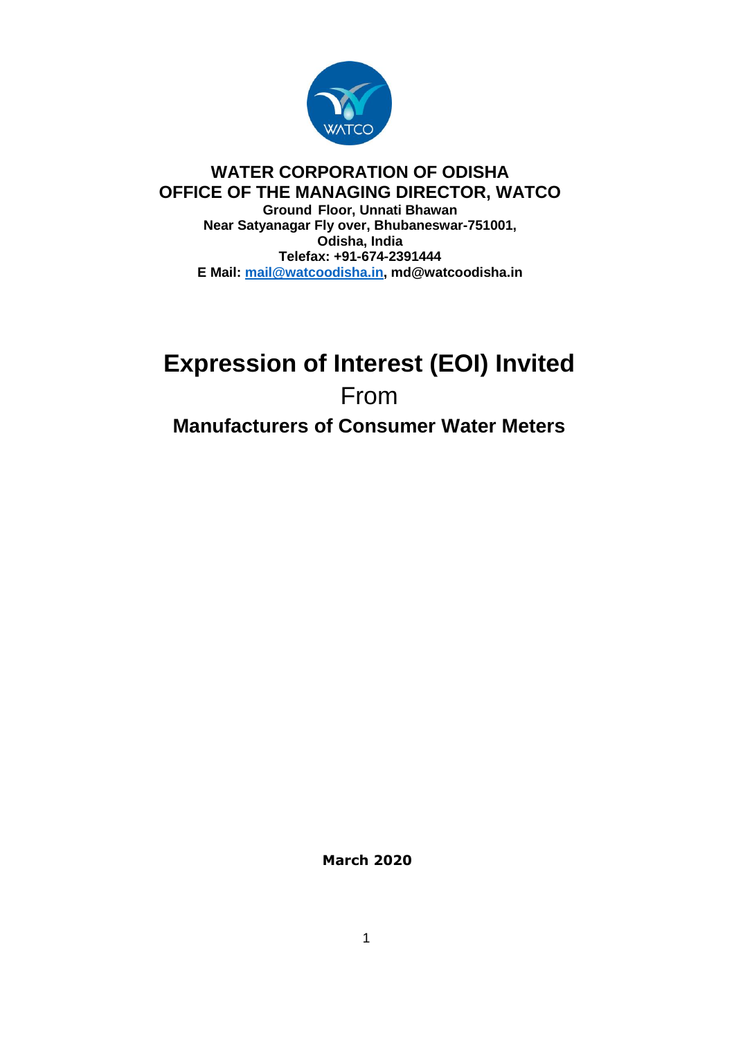**WATER CORPORATION OF ODISHA**
**OFFICE OF THE MANAGING DIRECTOR, WATCO**

**Ground Floor, Unnati Bhawan**
**Near Satyanagar Fly over, Bhubaneswar-751001,**
**Odisha, India**
**Telefax: +91-674-2391444**
**E Mail: mail@watcoodisha.in, md@watcoodisha.in**

# Expression of Interest (EOI) Invited

From

## Manufacturers of Consumer Water Meters

**March 2020**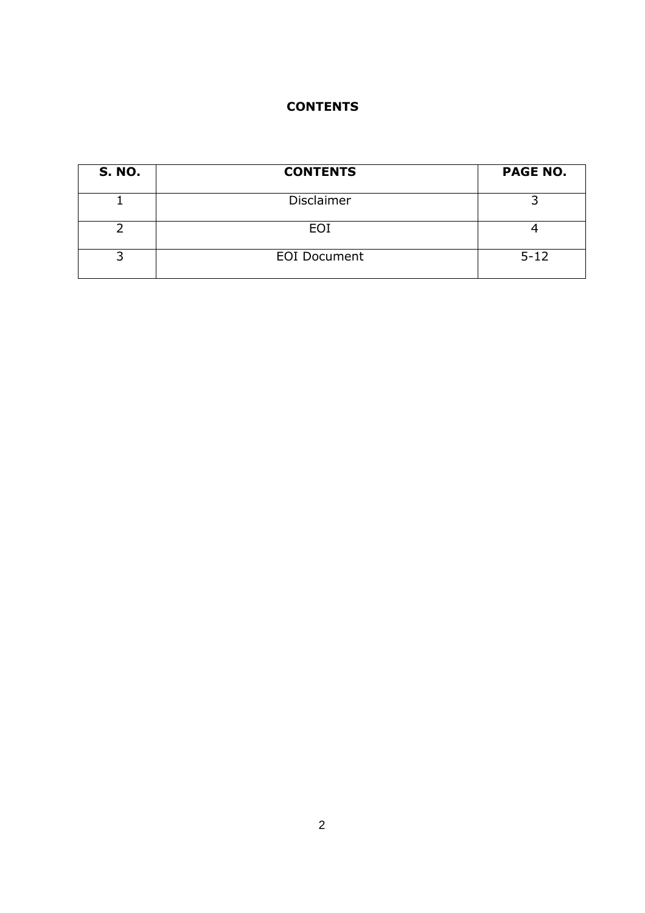# CONTENTS

| S. NO. | CONTENTS | PAGE NO. |
|---|---|---|
| 1 | Disclaimer | 3 |
| 2 | EOI | 4 |
| 3 | EOI Document | 5-12 |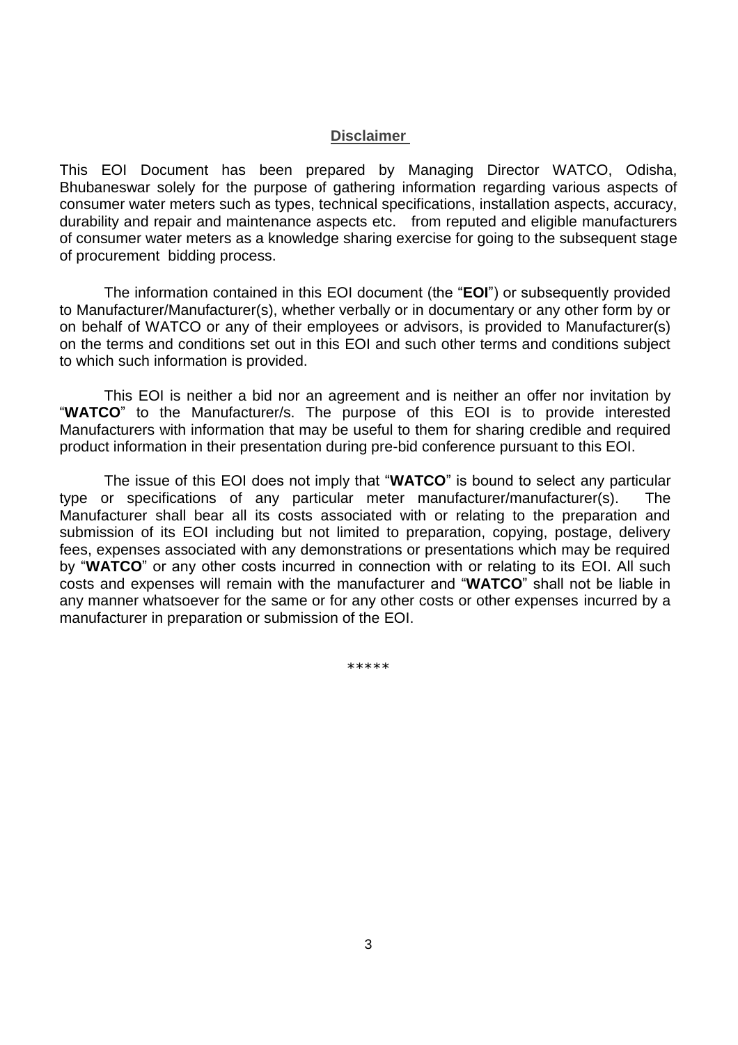## Disclaimer

This EOI Document has been prepared by Managing Director WATCO, Odisha, Bhubaneswar solely for the purpose of gathering information regarding various aspects of consumer water meters such as types, technical specifications, installation aspects, accuracy, durability and repair and maintenance aspects etc. from reputed and eligible manufacturers of consumer water meters as a knowledge sharing exercise for going to the subsequent stage of procurement bidding process.

The information contained in this EOI document (the "**EOI**") or subsequently provided to Manufacturer/Manufacturer(s), whether verbally or in documentary or any other form by or on behalf of WATCO or any of their employees or advisors, is provided to Manufacturer(s) on the terms and conditions set out in this EOI and such other terms and conditions subject to which such information is provided.

This EOI is neither a bid nor an agreement and is neither an offer nor invitation by "**WATCO**" to the Manufacturer/s. The purpose of this EOI is to provide interested Manufacturers with information that may be useful to them for sharing credible and required product information in their presentation during pre-bid conference pursuant to this EOI.

The issue of this EOI does not imply that "**WATCO**" is bound to select any particular type or specifications of any particular meter manufacturer/manufacturer(s). The Manufacturer shall bear all its costs associated with or relating to the preparation and submission of its EOI including but not limited to preparation, copying, postage, delivery fees, expenses associated with any demonstrations or presentations which may be required by "**WATCO**" or any other costs incurred in connection with or relating to its EOI. All such costs and expenses will remain with the manufacturer and "**WATCO**" shall not be liable in any manner whatsoever for the same or for any other costs or other expenses incurred by a manufacturer in preparation or submission of the EOI.

*****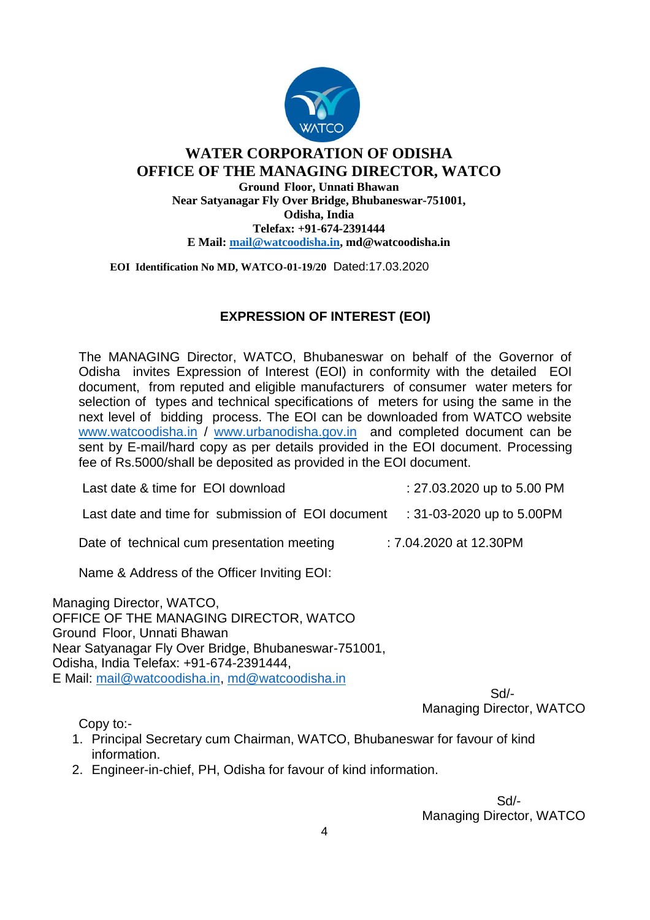# WATER CORPORATION OF ODISHA
## OFFICE OF THE MANAGING DIRECTOR, WATCO

**Ground Floor, Unnati Bhawan**
**Near Satyanagar Fly Over Bridge, Bhubaneswar-751001,**
**Odisha, India**
**Telefax: +91-674-2391444**
**E Mail: mail@watcoodisha.in, md@watcoodisha.in**

**EOI Identification No MD, WATCO-01-19/20** Dated:17.03.2020

### EXPRESSION OF INTEREST (EOI)

The MANAGING Director, WATCO, Bhubaneswar on behalf of the Governor of Odisha invites Expression of Interest (EOI) in conformity with the detailed EOI document, from reputed and eligible manufacturers of consumer water meters for selection of types and technical specifications of meters for using the same in the next level of bidding process. The EOI can be downloaded from WATCO website www.watcoodisha.in / www.urbanodisha.gov.in and completed document can be sent by E-mail/hard copy as per details provided in the EOI document. Processing fee of Rs.5000/shall be deposited as provided in the EOI document.

| | |
|---|---|
| Last date & time for EOI download | : 27.03.2020 up to 5.00 PM |
| Last date and time for submission of EOI document | : 31-03-2020 up to 5.00PM |
| Date of technical cum presentation meeting | : 7.04.2020 at 12.30PM |

Name & Address of the Officer Inviting EOI:

Managing Director, WATCO,
OFFICE OF THE MANAGING DIRECTOR, WATCO
Ground Floor, Unnati Bhawan
Near Satyanagar Fly Over Bridge, Bhubaneswar-751001,
Odisha, India Telefax: +91-674-2391444,
E Mail: mail@watcoodisha.in, md@watcoodisha.in

Sd/-
Managing Director, WATCO

Copy to:-

1. Principal Secretary cum Chairman, WATCO, Bhubaneswar for favour of kind information.
2. Engineer-in-chief, PH, Odisha for favour of kind information.

Sd/-
Managing Director, WATCO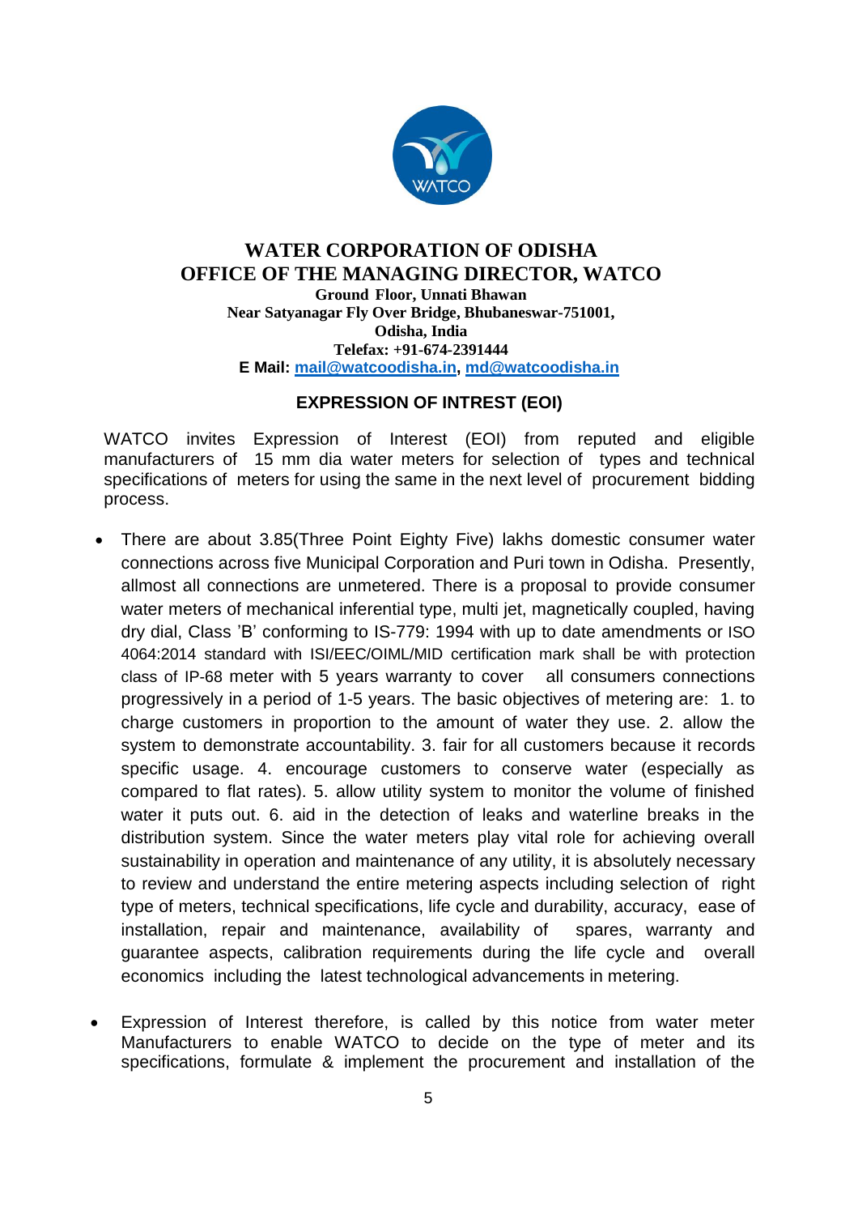# WATER CORPORATION OF ODISHA
## OFFICE OF THE MANAGING DIRECTOR, WATCO

**Ground Floor, Unnati Bhawan**
**Near Satyanagar Fly Over Bridge, Bhubaneswar-751001,**
**Odisha, India**
**Telefax: +91-674-2391444**
**E Mail: mail@watcoodisha.in, md@watcoodisha.in**

### EXPRESSION OF INTEREST (EOI)

WATCO invites Expression of Interest (EOI) from reputed and eligible manufacturers of 15 mm dia water meters for selection of types and technical specifications of meters for using the same in the next level of procurement bidding process.

- There are about 3.85(Three Point Eighty Five) lakhs domestic consumer water connections across five Municipal Corporation and Puri town in Odisha. Presently, allmost all connections are unmetered. There is a proposal to provide consumer water meters of mechanical inferential type, multi jet, magnetically coupled, having dry dial, Class 'B' conforming to IS-779: 1994 with up to date amendments or ISO 4064:2014 standard with ISI/EEC/OIML/MID certification mark shall be with protection class of IP-68 meter with 5 years warranty to cover all consumers connections progressively in a period of 1-5 years. The basic objectives of metering are: 1. to charge customers in proportion to the amount of water they use. 2. allow the system to demonstrate accountability. 3. fair for all customers because it records specific usage. 4. encourage customers to conserve water (especially as compared to flat rates). 5. allow utility system to monitor the volume of finished water it puts out. 6. aid in the detection of leaks and waterline breaks in the distribution system. Since the water meters play vital role for achieving overall sustainability in operation and maintenance of any utility, it is absolutely necessary to review and understand the entire metering aspects including selection of right type of meters, technical specifications, life cycle and durability, accuracy, ease of installation, repair and maintenance, availability of spares, warranty and guarantee aspects, calibration requirements during the life cycle and overall economics including the latest technological advancements in metering.

- Expression of Interest therefore, is called by this notice from water meter Manufacturers to enable WATCO to decide on the type of meter and its specifications, formulate & implement the procurement and installation of the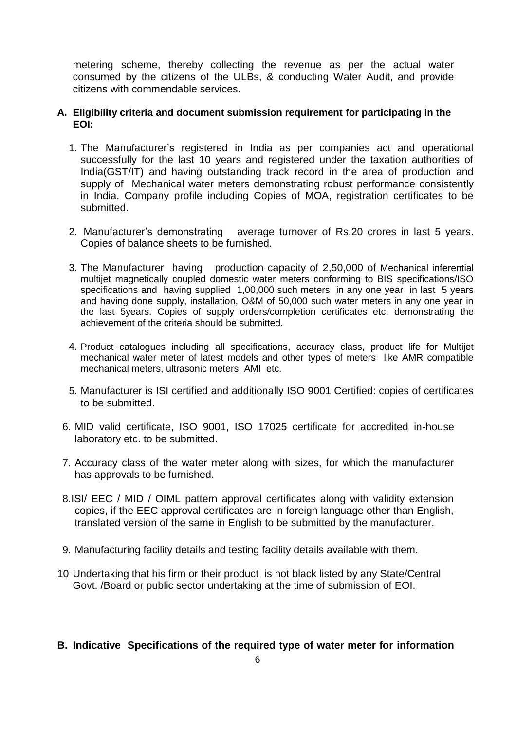metering scheme, thereby collecting the revenue as per the actual water consumed by the citizens of the ULBs, & conducting Water Audit, and provide citizens with commendable services.

**A. Eligibility criteria and document submission requirement for participating in the EOI:**

1. The Manufacturer's registered in India as per companies act and operational successfully for the last 10 years and registered under the taxation authorities of India(GST/IT) and having outstanding track record in the area of production and supply of Mechanical water meters demonstrating robust performance consistently in India. Company profile including Copies of MOA, registration certificates to be submitted.

2. Manufacturer's demonstrating average turnover of Rs.20 crores in last 5 years. Copies of balance sheets to be furnished.

3. The Manufacturer having production capacity of 2,50,000 of Mechanical inferential multijet magnetically coupled domestic water meters conforming to BIS specifications/ISO specifications and having supplied 1,00,000 such meters in any one year in last 5 years and having done supply, installation, O&M of 50,000 such water meters in any one year in the last 5years. Copies of supply orders/completion certificates etc. demonstrating the achievement of the criteria should be submitted.

4. Product catalogues including all specifications, accuracy class, product life for Multijet mechanical water meter of latest models and other types of meters like AMR compatible mechanical meters, ultrasonic meters, AMI etc.

5. Manufacturer is ISI certified and additionally ISO 9001 Certified: copies of certificates to be submitted.

6. MID valid certificate, ISO 9001, ISO 17025 certificate for accredited in-house laboratory etc. to be submitted.

7. Accuracy class of the water meter along with sizes, for which the manufacturer has approvals to be furnished.

8. ISI/ EEC / MID / OIML pattern approval certificates along with validity extension copies, if the EEC approval certificates are in foreign language other than English, translated version of the same in English to be submitted by the manufacturer.

9. Manufacturing facility details and testing facility details available with them.

10. Undertaking that his firm or their product is not black listed by any State/Central Govt. /Board or public sector undertaking at the time of submission of EOI.

**B. Indicative Specifications of the required type of water meter for information**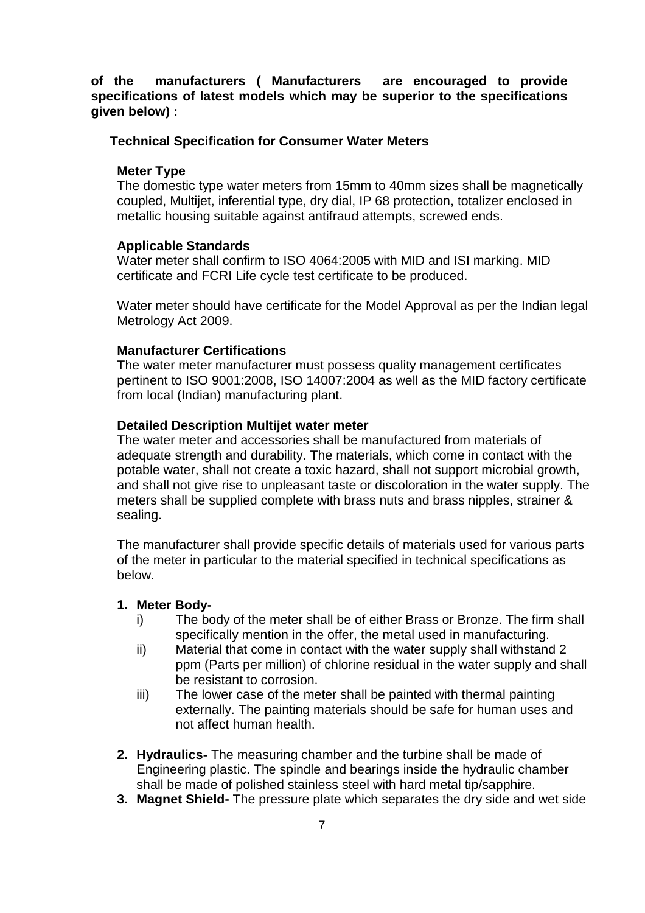**of the manufacturers ( Manufacturers are encouraged to provide specifications of latest models which may be superior to the specifications given below) :**

## Technical Specification for Consumer Water Meters

### Meter Type

The domestic type water meters from 15mm to 40mm sizes shall be magnetically coupled, Multijet, inferential type, dry dial, IP 68 protection, totalizer enclosed in metallic housing suitable against antifraud attempts, screwed ends.

### Applicable Standards

Water meter shall confirm to ISO 4064:2005 with MID and ISI marking. MID certificate and FCRI Life cycle test certificate to be produced.

Water meter should have certificate for the Model Approval as per the Indian legal Metrology Act 2009.

### Manufacturer Certifications

The water meter manufacturer must possess quality management certificates pertinent to ISO 9001:2008, ISO 14007:2004 as well as the MID factory certificate from local (Indian) manufacturing plant.

### Detailed Description Multijet water meter

The water meter and accessories shall be manufactured from materials of adequate strength and durability. The materials, which come in contact with the potable water, shall not create a toxic hazard, shall not support microbial growth, and shall not give rise to unpleasant taste or discoloration in the water supply. The meters shall be supplied complete with brass nuts and brass nipples, strainer & sealing.

The manufacturer shall provide specific details of materials used for various parts of the meter in particular to the material specified in technical specifications as below.

1. **Meter Body-**
   - i) The body of the meter shall be of either Brass or Bronze. The firm shall specifically mention in the offer, the metal used in manufacturing.
   - ii) Material that come in contact with the water supply shall withstand 2 ppm (Parts per million) of chlorine residual in the water supply and shall be resistant to corrosion.
   - iii) The lower case of the meter shall be painted with thermal painting externally. The painting materials should be safe for human uses and not affect human health.
2. **Hydraulics-** The measuring chamber and the turbine shall be made of Engineering plastic. The spindle and bearings inside the hydraulic chamber shall be made of polished stainless steel with hard metal tip/sapphire.
3. **Magnet Shield-** The pressure plate which separates the dry side and wet side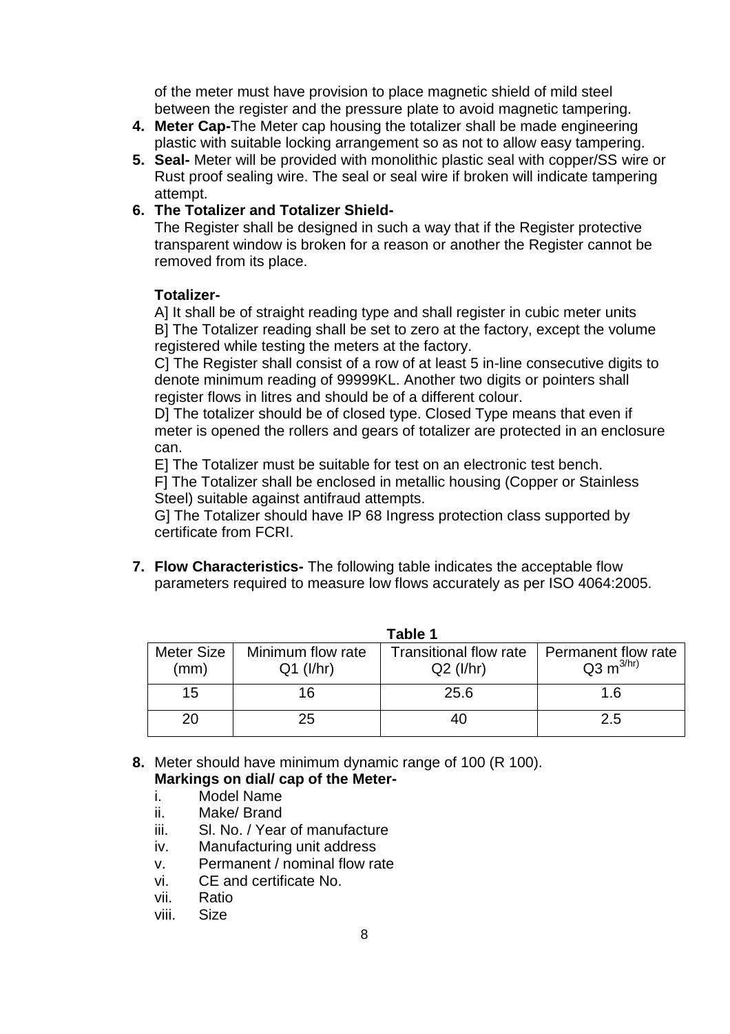of the meter must have provision to place magnetic shield of mild steel between the register and the pressure plate to avoid magnetic tampering.

4. **Meter Cap-**The Meter cap housing the totalizer shall be made engineering plastic with suitable locking arrangement so as not to allow easy tampering.
5. **Seal-** Meter will be provided with monolithic plastic seal with copper/SS wire or Rust proof sealing wire. The seal or seal wire if broken will indicate tampering attempt.
6. **The Totalizer and Totalizer Shield-**

   The Register shall be designed in such a way that if the Register protective transparent window is broken for a reason or another the Register cannot be removed from its place.

   **Totalizer-**

   A] It shall be of straight reading type and shall register in cubic meter units
   B] The Totalizer reading shall be set to zero at the factory, except the volume registered while testing the meters at the factory.
   C] The Register shall consist of a row of at least 5 in-line consecutive digits to denote minimum reading of 99999KL. Another two digits or pointers shall register flows in litres and should be of a different colour.
   D] The totalizer should be of closed type. Closed Type means that even if meter is opened the rollers and gears of totalizer are protected in an enclosure can.
   E] The Totalizer must be suitable for test on an electronic test bench.
   F] The Totalizer shall be enclosed in metallic housing (Copper or Stainless Steel) suitable against antifraud attempts.
   G] The Totalizer should have IP 68 Ingress protection class supported by certificate from FCRI.

7. **Flow Characteristics-** The following table indicates the acceptable flow parameters required to measure low flows accurately as per ISO 4064:2005.

**Table 1**

| Meter Size (mm) | Minimum flow rate Q1 (l/hr) | Transitional flow rate Q2 (l/hr) | Permanent flow rate Q3 $m^{3/hr)}$ |
|---|---|---|---|
| 15 | 16 | 25.6 | 1.6 |
| 20 | 25 | 40 | 2.5 |

8. Meter should have minimum dynamic range of 100 (R 100).

   **Markings on dial/ cap of the Meter-**

   i. Model Name
   ii. Make/ Brand
   iii. Sl. No. / Year of manufacture
   iv. Manufacturing unit address
   v. Permanent / nominal flow rate
   vi. CE and certificate No.
   vii. Ratio
   viii. Size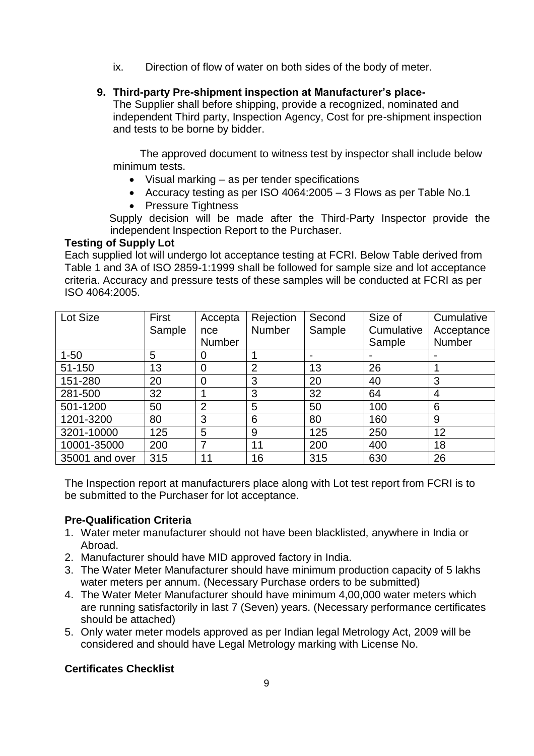ix. Direction of flow of water on both sides of the body of meter.

**9. Third-party Pre-shipment inspection at Manufacturer's place-**

The Supplier shall before shipping, provide a recognized, nominated and independent Third party, Inspection Agency, Cost for pre-shipment inspection and tests to be borne by bidder.

The approved document to witness test by inspector shall include below minimum tests.

- Visual marking – as per tender specifications
- Accuracy testing as per ISO 4064:2005 – 3 Flows as per Table No.1
- Pressure Tightness

Supply decision will be made after the Third-Party Inspector provide the independent Inspection Report to the Purchaser.

**Testing of Supply Lot**

Each supplied lot will undergo lot acceptance testing at FCRI. Below Table derived from Table 1 and 3A of ISO 2859-1:1999 shall be followed for sample size and lot acceptance criteria. Accuracy and pressure tests of these samples will be conducted at FCRI as per ISO 4064:2005.

| Lot Size | First Sample | Acceptance Number | Rejection Number | Second Sample | Size of Cumulative Sample | Cumulative Acceptance Number |
|---|---|---|---|---|---|---|
| 1-50 | 5 | 0 | 1 | - | - | - |
| 51-150 | 13 | 0 | 2 | 13 | 26 | 1 |
| 151-280 | 20 | 0 | 3 | 20 | 40 | 3 |
| 281-500 | 32 | 1 | 3 | 32 | 64 | 4 |
| 501-1200 | 50 | 2 | 5 | 50 | 100 | 6 |
| 1201-3200 | 80 | 3 | 6 | 80 | 160 | 9 |
| 3201-10000 | 125 | 5 | 9 | 125 | 250 | 12 |
| 10001-35000 | 200 | 7 | 11 | 200 | 400 | 18 |
| 35001 and over | 315 | 11 | 16 | 315 | 630 | 26 |

The Inspection report at manufacturers place along with Lot test report from FCRI is to be submitted to the Purchaser for lot acceptance.

**Pre-Qualification Criteria**

1. Water meter manufacturer should not have been blacklisted, anywhere in India or Abroad.
2. Manufacturer should have MID approved factory in India.
3. The Water Meter Manufacturer should have minimum production capacity of 5 lakhs water meters per annum. (Necessary Purchase orders to be submitted)
4. The Water Meter Manufacturer should have minimum 4,00,000 water meters which are running satisfactorily in last 7 (Seven) years. (Necessary performance certificates should be attached)
5. Only water meter models approved as per Indian legal Metrology Act, 2009 will be considered and should have Legal Metrology marking with License No.

**Certificates Checklist**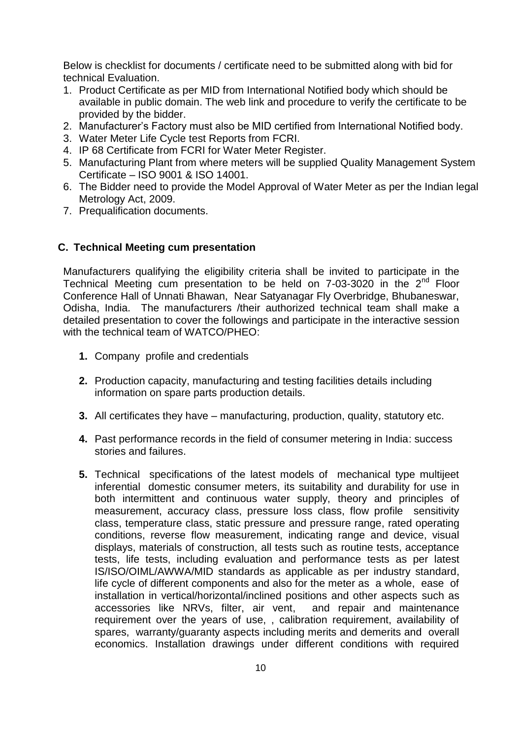Below is checklist for documents / certificate need to be submitted along with bid for technical Evaluation.

1. Product Certificate as per MID from International Notified body which should be available in public domain. The web link and procedure to verify the certificate to be provided by the bidder.
2. Manufacturer's Factory must also be MID certified from International Notified body.
3. Water Meter Life Cycle test Reports from FCRI.
4. IP 68 Certificate from FCRI for Water Meter Register.
5. Manufacturing Plant from where meters will be supplied Quality Management System Certificate – ISO 9001 & ISO 14001.
6. The Bidder need to provide the Model Approval of Water Meter as per the Indian legal Metrology Act, 2009.
7. Prequalification documents.

## C. Technical Meeting cum presentation

Manufacturers qualifying the eligibility criteria shall be invited to participate in the Technical Meeting cum presentation to be held on 7-03-3020 in the 2nd Floor Conference Hall of Unnati Bhawan, Near Satyanagar Fly Overbridge, Bhubaneswar, Odisha, India. The manufacturers /their authorized technical team shall make a detailed presentation to cover the followings and participate in the interactive session with the technical team of WATCO/PHEO:

1. Company profile and credentials
2. Production capacity, manufacturing and testing facilities details including information on spare parts production details.
3. All certificates they have – manufacturing, production, quality, statutory etc.
4. Past performance records in the field of consumer metering in India: success stories and failures.
5. Technical specifications of the latest models of mechanical type multijeet inferential domestic consumer meters, its suitability and durability for use in both intermittent and continuous water supply, theory and principles of measurement, accuracy class, pressure loss class, flow profile sensitivity class, temperature class, static pressure and pressure range, rated operating conditions, reverse flow measurement, indicating range and device, visual displays, materials of construction, all tests such as routine tests, acceptance tests, life tests, including evaluation and performance tests as per latest IS/ISO/OIML/AWWA/MID standards as applicable as per industry standard, life cycle of different components and also for the meter as a whole, ease of installation in vertical/horizontal/inclined positions and other aspects such as accessories like NRVs, filter, air vent, and repair and maintenance requirement over the years of use, , calibration requirement, availability of spares, warranty/guaranty aspects including merits and demerits and overall economics. Installation drawings under different conditions with required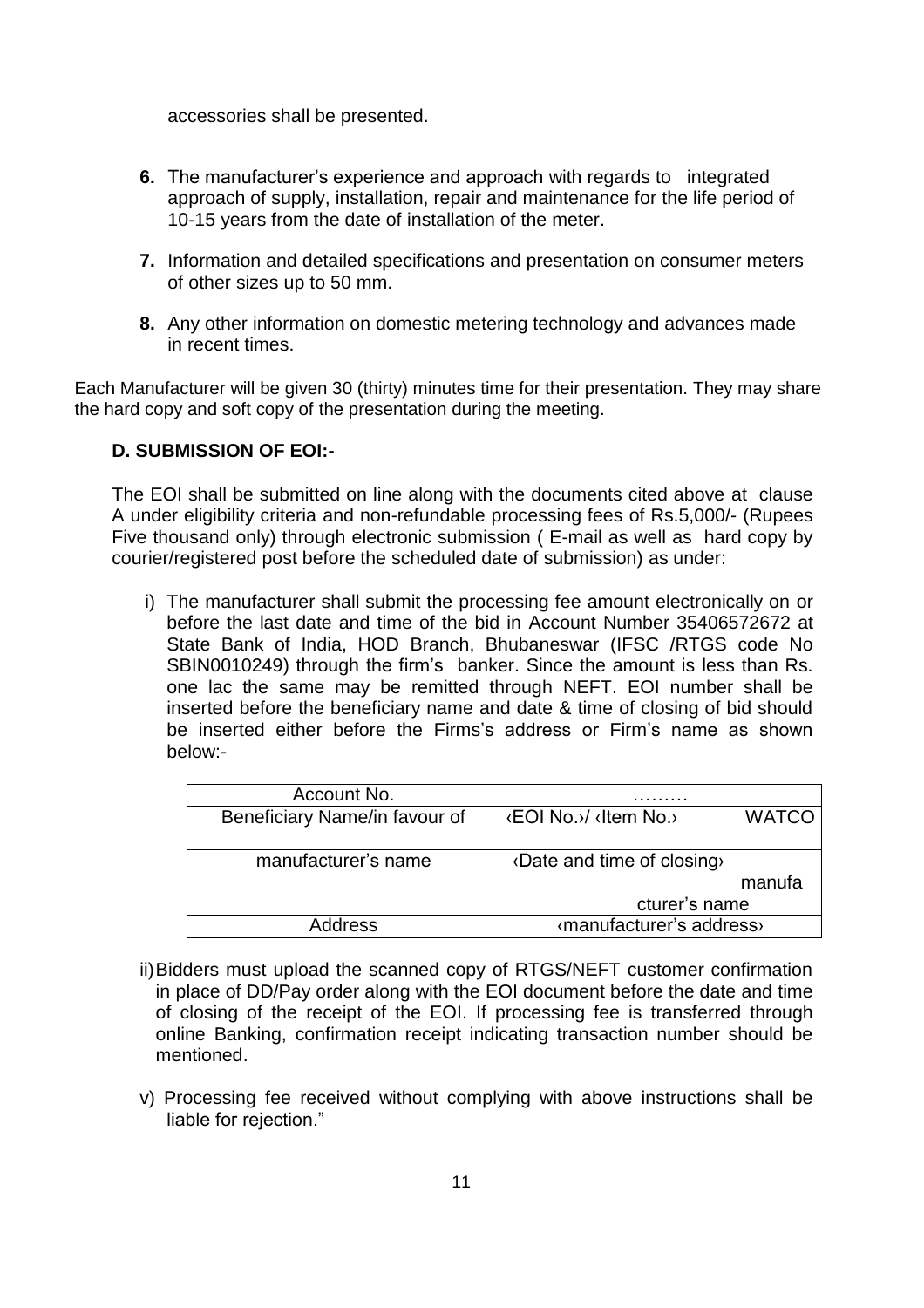accessories shall be presented.

6. The manufacturer's experience and approach with regards to integrated approach of supply, installation, repair and maintenance for the life period of 10-15 years from the date of installation of the meter.

7. Information and detailed specifications and presentation on consumer meters of other sizes up to 50 mm.

8. Any other information on domestic metering technology and advances made in recent times.

Each Manufacturer will be given 30 (thirty) minutes time for their presentation. They may share the hard copy and soft copy of the presentation during the meeting.

### D. SUBMISSION OF EOI:-

The EOI shall be submitted on line along with the documents cited above at clause A under eligibility criteria and non-refundable processing fees of Rs.5,000/- (Rupees Five thousand only) through electronic submission ( E-mail as well as hard copy by courier/registered post before the scheduled date of submission) as under:

i) The manufacturer shall submit the processing fee amount electronically on or before the last date and time of the bid in Account Number 35406572672 at State Bank of India, HOD Branch, Bhubaneswar (IFSC /RTGS code No SBIN0010249) through the firm's banker. Since the amount is less than Rs. one lac the same may be remitted through NEFT. EOI number shall be inserted before the beneficiary name and date & time of closing of bid should be inserted either before the Firms's address or Firm's name as shown below:-

| Account No. | ……… |
|---|---|
| Beneficiary Name/in favour of | ‹EOI No.›/ ‹Item No.› WATCO |
| manufacturer's name | ‹Date and time of closing› manufacturer's name |
| Address | ‹manufacturer's address› |

ii) Bidders must upload the scanned copy of RTGS/NEFT customer confirmation in place of DD/Pay order along with the EOI document before the date and time of closing of the receipt of the EOI. If processing fee is transferred through online Banking, confirmation receipt indicating transaction number should be mentioned.

v) Processing fee received without complying with above instructions shall be liable for rejection."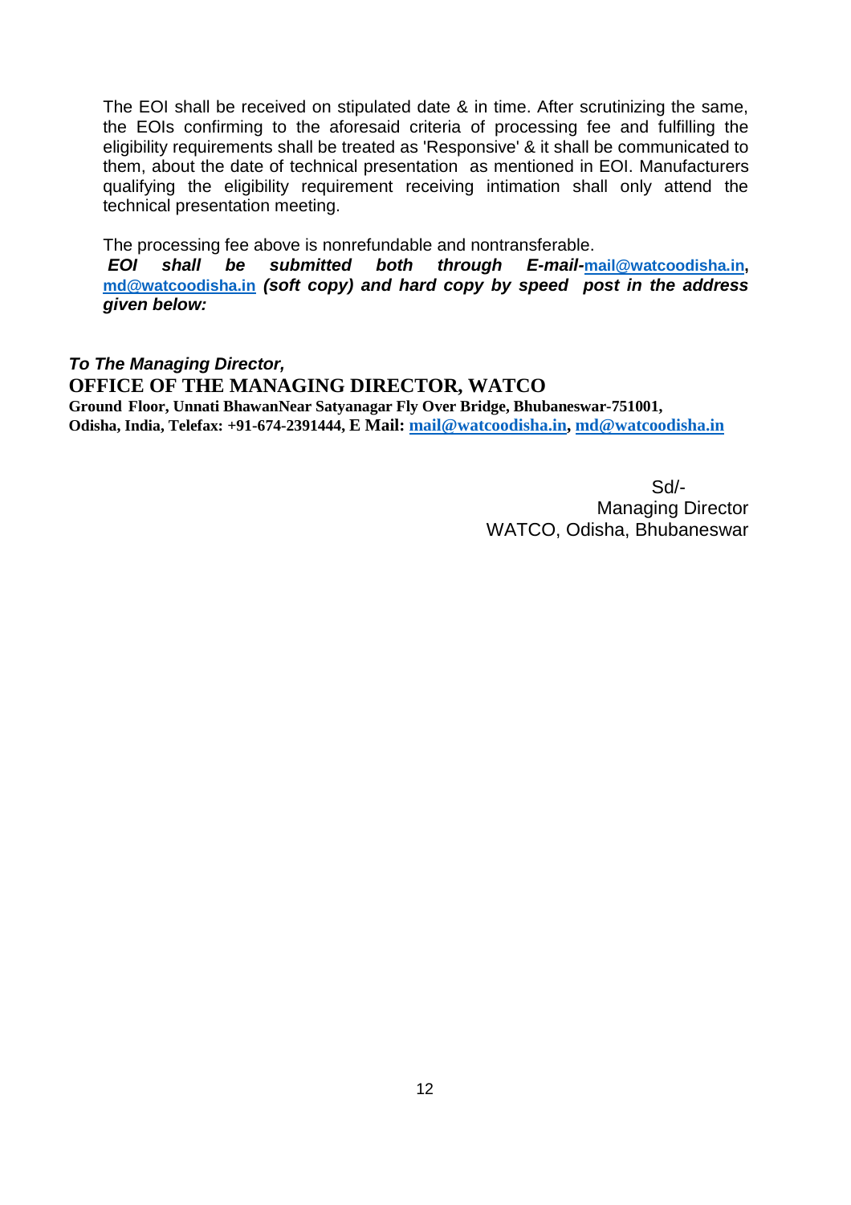The EOI shall be received on stipulated date & in time. After scrutinizing the same, the EOIs confirming to the aforesaid criteria of processing fee and fulfilling the eligibility requirements shall be treated as 'Responsive' & it shall be communicated to them, about the date of technical presentation as mentioned in EOI. Manufacturers qualifying the eligibility requirement receiving intimation shall only attend the technical presentation meeting.

The processing fee above is nonrefundable and nontransferable.

***EOI shall be submitted both through E-mail-*[mail@watcoodisha.in](mailto:mail@watcoodisha.in), [md@watcoodisha.in](mailto:md@watcoodisha.in) *(soft copy) and hard copy by speed post in the address given below:***

***To The Managing Director,***

**OFFICE OF THE MANAGING DIRECTOR, WATCO**

**Ground Floor, Unnati BhawanNear Satyanagar Fly Over Bridge, Bhubaneswar-751001, Odisha, India, Telefax: +91-674-2391444, E Mail: [mail@watcoodisha.in](mailto:mail@watcoodisha.in), [md@watcoodisha.in](mailto:md@watcoodisha.in)**

Sd/-
Managing Director
WATCO, Odisha, Bhubaneswar